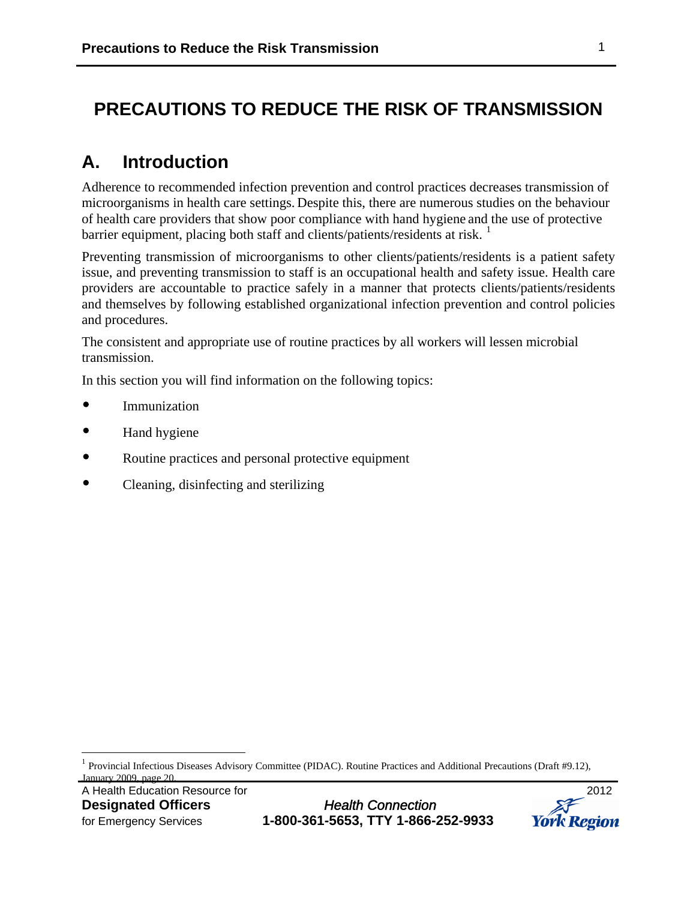# PRECAUTIONS TO REDUCE THE RISK OF TRANSMISSION

## A. Introduction

Adherence to recommended infection prevention and control practices decreases transmission of microorganisms in health care settings. Despite this, there are numerous studies on the behaviour of health care providers that show poor compliance with hand hygiene and the use of protective barrier equipment, placing both staff and clients/patients/residents at risk. [1]

Preventing transmission of microorganisms to other clients/patients/residents is a patient safety issue, and preventing transmission to staff is an occupational health and safety issue. Health care providers are accountable to practice safely in a manner that protects clients/patients/residents and themselves by following established organizational infection prevention and control policies and procedures.

The consistent and appropriate use of routine practices by all workers will lessen microbial transmission.

In this section you will find information on the following topics:

- Immunization
- Hand hygiene
- Routine practices and personal protective equipment
- Cleaning, disinfecting and sterilizing

---

[1] Provincial Infectious Diseases Advisory Committee (PIDAC). Routine Practices and Additional Precautions (Draft #9.12), January 2009, page 20.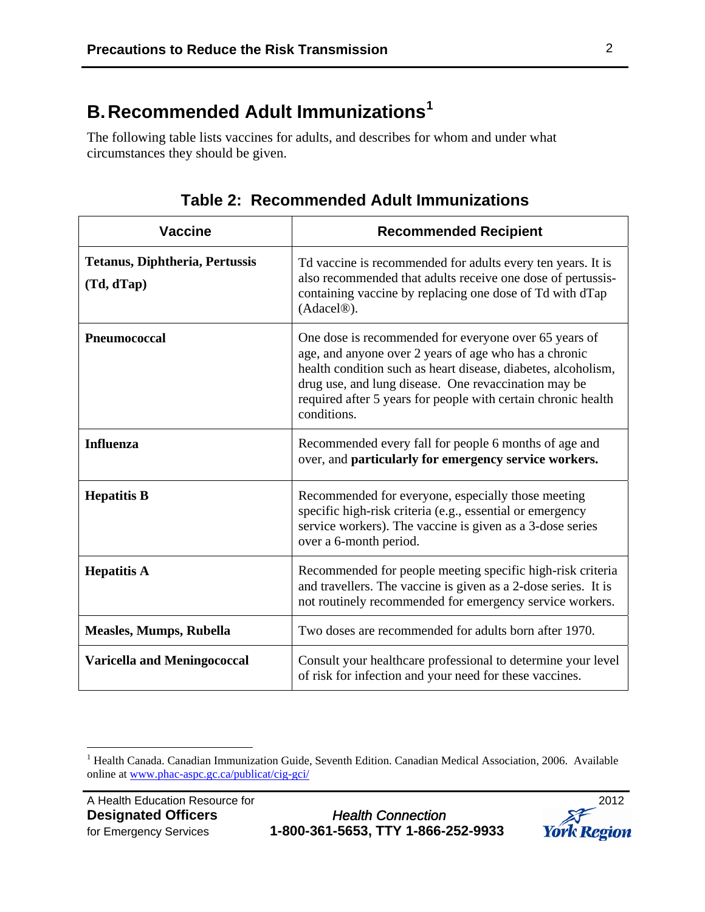## B. Recommended Adult Immunizations[1]

The following table lists vaccines for adults, and describes for whom and under what circumstances they should be given.

### Table 2: Recommended Adult Immunizations

| Vaccine | Recommended Recipient |
|---|---|
| **Tetanus, Diphtheria, Pertussis (Td, dTap)** | Td vaccine is recommended for adults every ten years. It is also recommended that adults receive one dose of pertussis-containing vaccine by replacing one dose of Td with dTap (Adacel®). |
| **Pneumococcal** | One dose is recommended for everyone over 65 years of age, and anyone over 2 years of age who has a chronic health condition such as heart disease, diabetes, alcoholism, drug use, and lung disease. One revaccination may be required after 5 years for people with certain chronic health conditions. |
| **Influenza** | Recommended every fall for people 6 months of age and over, and **particularly for emergency service workers.** |
| **Hepatitis B** | Recommended for everyone, especially those meeting specific high-risk criteria (e.g., essential or emergency service workers). The vaccine is given as a 3-dose series over a 6-month period. |
| **Hepatitis A** | Recommended for people meeting specific high-risk criteria and travellers. The vaccine is given as a 2-dose series. It is not routinely recommended for emergency service workers. |
| **Measles, Mumps, Rubella** | Two doses are recommended for adults born after 1970. |
| **Varicella and Meningococcal** | Consult your healthcare professional to determine your level of risk for infection and your need for these vaccines. |

[1] Health Canada. Canadian Immunization Guide, Seventh Edition. Canadian Medical Association, 2006. Available online at www.phac-aspc.gc.ca/publicat/cig-gci/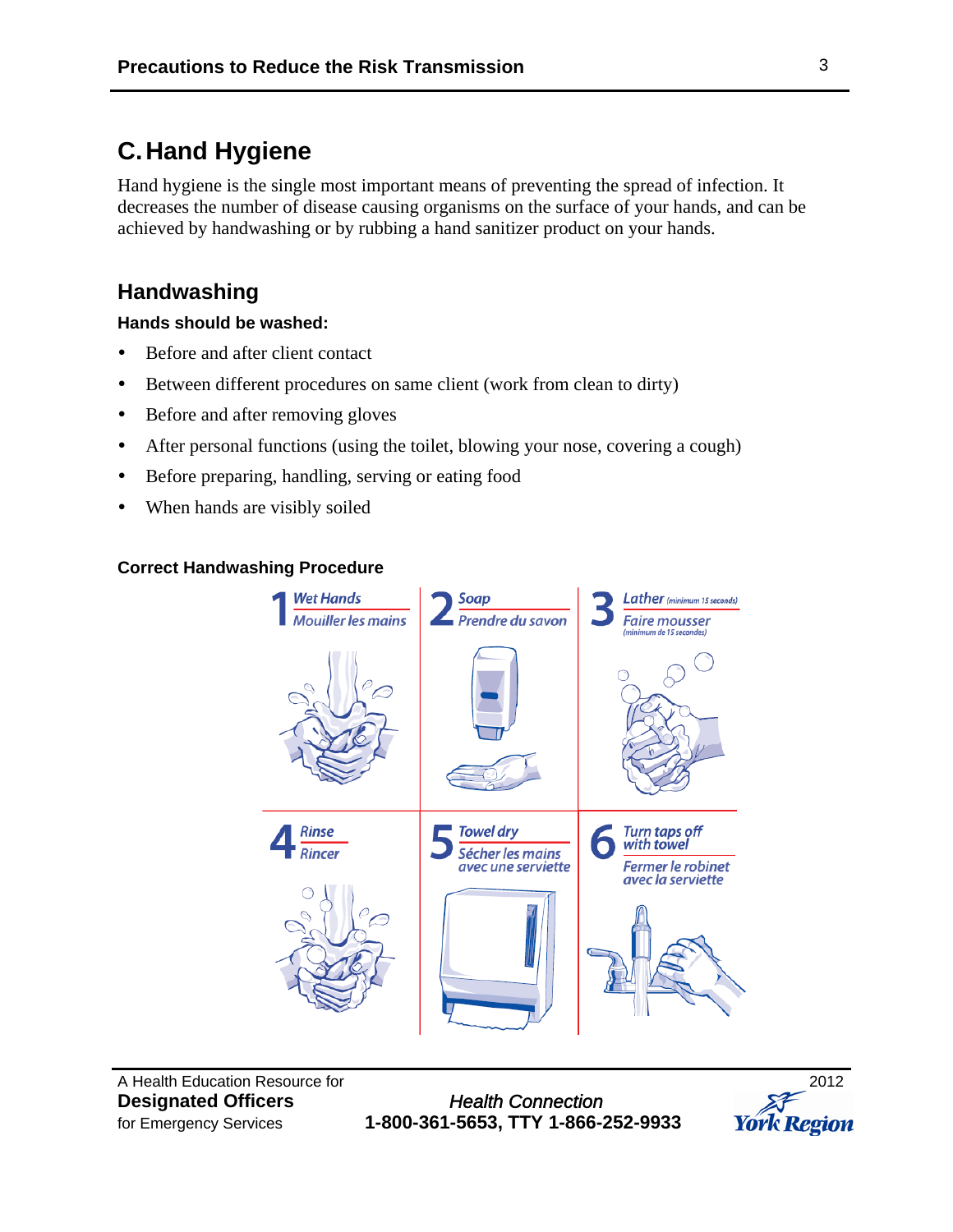# C. Hand Hygiene

Hand hygiene is the single most important means of preventing the spread of infection. It decreases the number of disease causing organisms on the surface of your hands, and can be achieved by handwashing or by rubbing a hand sanitizer product on your hands.

## Handwashing

### Hands should be washed:

- Before and after client contact
- Between different procedures on same client (work from clean to dirty)
- Before and after removing gloves
- After personal functions (using the toilet, blowing your nose, covering a cough)
- Before preparing, handling, serving or eating food
- When hands are visibly soiled

### Correct Handwashing Procedure

1. *Wet Hands* / *Mouiller les mains*
2. *Soap* / *Prendre du savon*
3. *Lather* (minimum 15 seconds) / *Faire mousser* (minimum de 15 secondes)
4. *Rinse* / *Rincer*
5. *Towel dry* / *Sécher les mains avec une serviette*
6. *Turn taps off with towel* / *Fermer le robinet avec la serviette*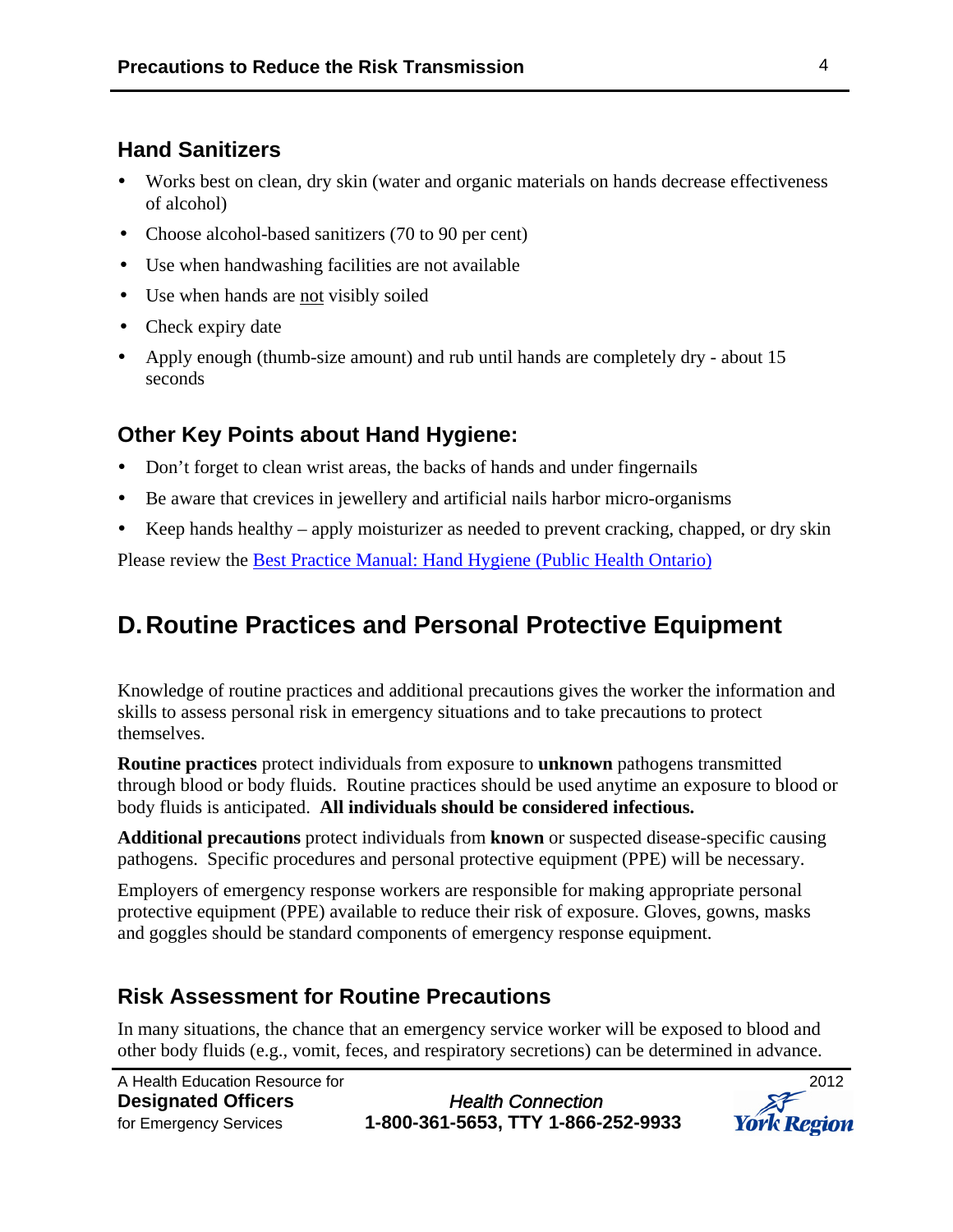## Hand Sanitizers

- Works best on clean, dry skin (water and organic materials on hands decrease effectiveness of alcohol)
- Choose alcohol-based sanitizers (70 to 90 per cent)
- Use when handwashing facilities are not available
- Use when hands are <u>not</u> visibly soiled
- Check expiry date
- Apply enough (thumb-size amount) and rub until hands are completely dry - about 15 seconds

## Other Key Points about Hand Hygiene:

- Don't forget to clean wrist areas, the backs of hands and under fingernails
- Be aware that crevices in jewellery and artificial nails harbor micro-organisms
- Keep hands healthy – apply moisturizer as needed to prevent cracking, chapped, or dry skin

Please review the [Best Practice Manual: Hand Hygiene (Public Health Ontario)]()

# D. Routine Practices and Personal Protective Equipment

Knowledge of routine practices and additional precautions gives the worker the information and skills to assess personal risk in emergency situations and to take precautions to protect themselves.

**Routine practices** protect individuals from exposure to **unknown** pathogens transmitted through blood or body fluids. Routine practices should be used anytime an exposure to blood or body fluids is anticipated. **All individuals should be considered infectious.**

**Additional precautions** protect individuals from **known** or suspected disease-specific causing pathogens. Specific procedures and personal protective equipment (PPE) will be necessary.

Employers of emergency response workers are responsible for making appropriate personal protective equipment (PPE) available to reduce their risk of exposure. Gloves, gowns, masks and goggles should be standard components of emergency response equipment.

## Risk Assessment for Routine Precautions

In many situations, the chance that an emergency service worker will be exposed to blood and other body fluids (e.g., vomit, feces, and respiratory secretions) can be determined in advance.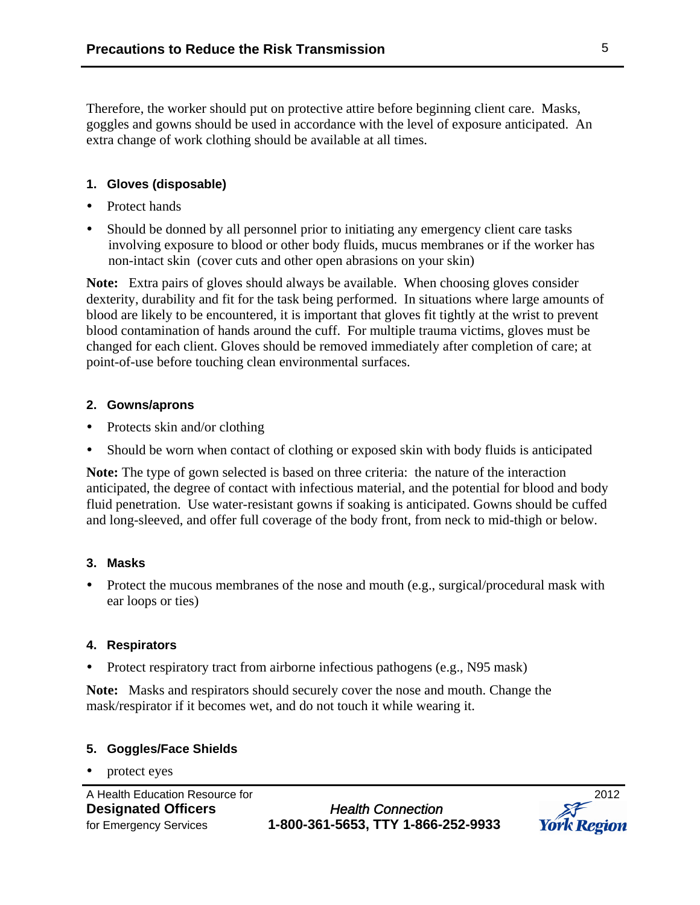Therefore, the worker should put on protective attire before beginning client care. Masks, goggles and gowns should be used in accordance with the level of exposure anticipated. An extra change of work clothing should be available at all times.

### 1. Gloves (disposable)

- Protect hands
- Should be donned by all personnel prior to initiating any emergency client care tasks involving exposure to blood or other body fluids, mucus membranes or if the worker has non-intact skin (cover cuts and other open abrasions on your skin)

**Note:** Extra pairs of gloves should always be available. When choosing gloves consider dexterity, durability and fit for the task being performed. In situations where large amounts of blood are likely to be encountered, it is important that gloves fit tightly at the wrist to prevent blood contamination of hands around the cuff. For multiple trauma victims, gloves must be changed for each client. Gloves should be removed immediately after completion of care; at point-of-use before touching clean environmental surfaces.

### 2. Gowns/aprons

- Protects skin and/or clothing
- Should be worn when contact of clothing or exposed skin with body fluids is anticipated

**Note:** The type of gown selected is based on three criteria: the nature of the interaction anticipated, the degree of contact with infectious material, and the potential for blood and body fluid penetration. Use water-resistant gowns if soaking is anticipated. Gowns should be cuffed and long-sleeved, and offer full coverage of the body front, from neck to mid-thigh or below.

### 3. Masks

- Protect the mucous membranes of the nose and mouth (e.g., surgical/procedural mask with ear loops or ties)

### 4. Respirators

- Protect respiratory tract from airborne infectious pathogens (e.g., N95 mask)

**Note:** Masks and respirators should securely cover the nose and mouth. Change the mask/respirator if it becomes wet, and do not touch it while wearing it.

### 5. Goggles/Face Shields

- protect eyes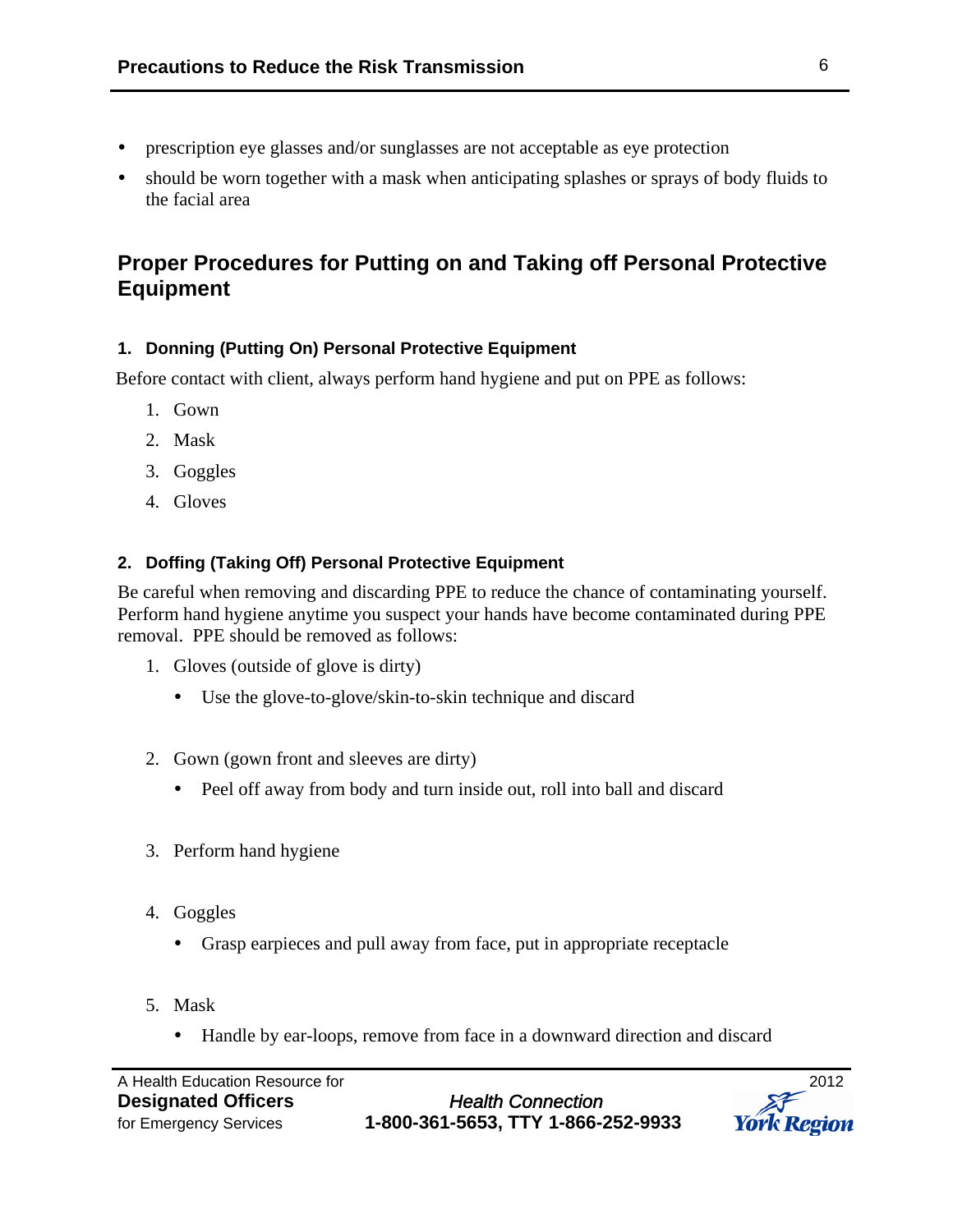- prescription eye glasses and/or sunglasses are not acceptable as eye protection
- should be worn together with a mask when anticipating splashes or sprays of body fluids to the facial area

## Proper Procedures for Putting on and Taking off Personal Protective Equipment

### 1. Donning (Putting On) Personal Protective Equipment

Before contact with client, always perform hand hygiene and put on PPE as follows:

1. Gown
2. Mask
3. Goggles
4. Gloves

### 2. Doffing (Taking Off) Personal Protective Equipment

Be careful when removing and discarding PPE to reduce the chance of contaminating yourself. Perform hand hygiene anytime you suspect your hands have become contaminated during PPE removal. PPE should be removed as follows:

1. Gloves (outside of glove is dirty)
   - Use the glove-to-glove/skin-to-skin technique and discard
2. Gown (gown front and sleeves are dirty)
   - Peel off away from body and turn inside out, roll into ball and discard
3. Perform hand hygiene
4. Goggles
   - Grasp earpieces and pull away from face, put in appropriate receptacle
5. Mask
   - Handle by ear-loops, remove from face in a downward direction and discard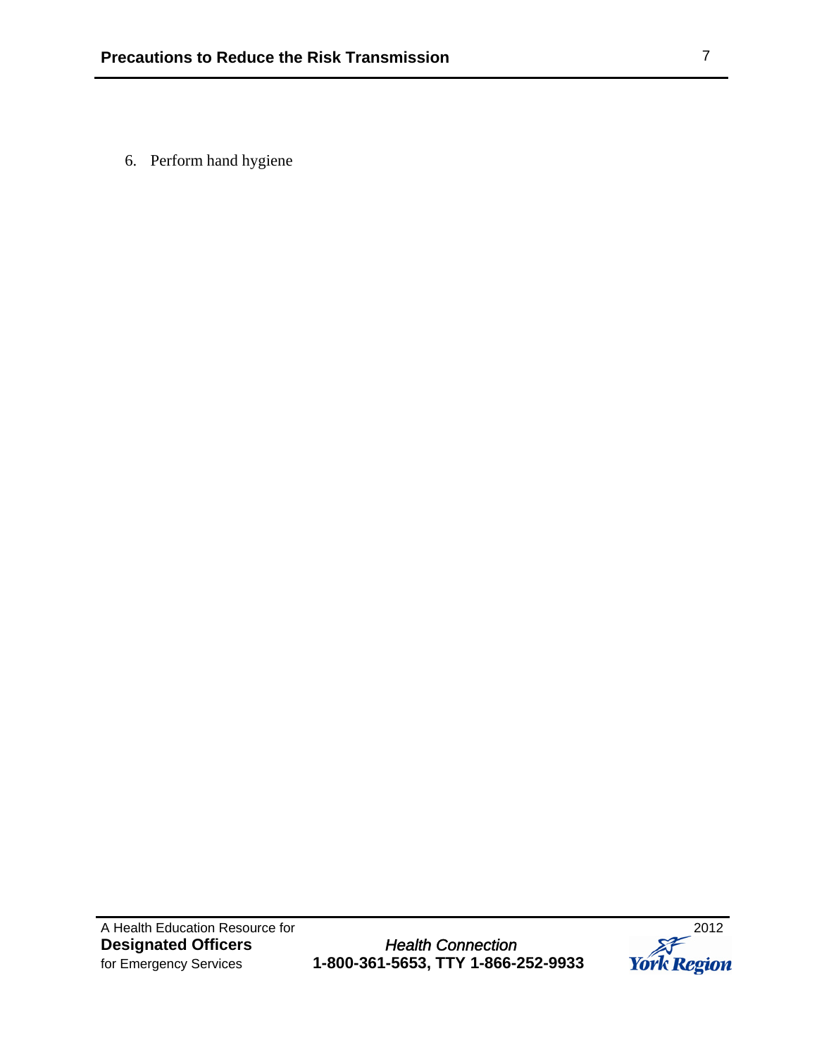6. Perform hand hygiene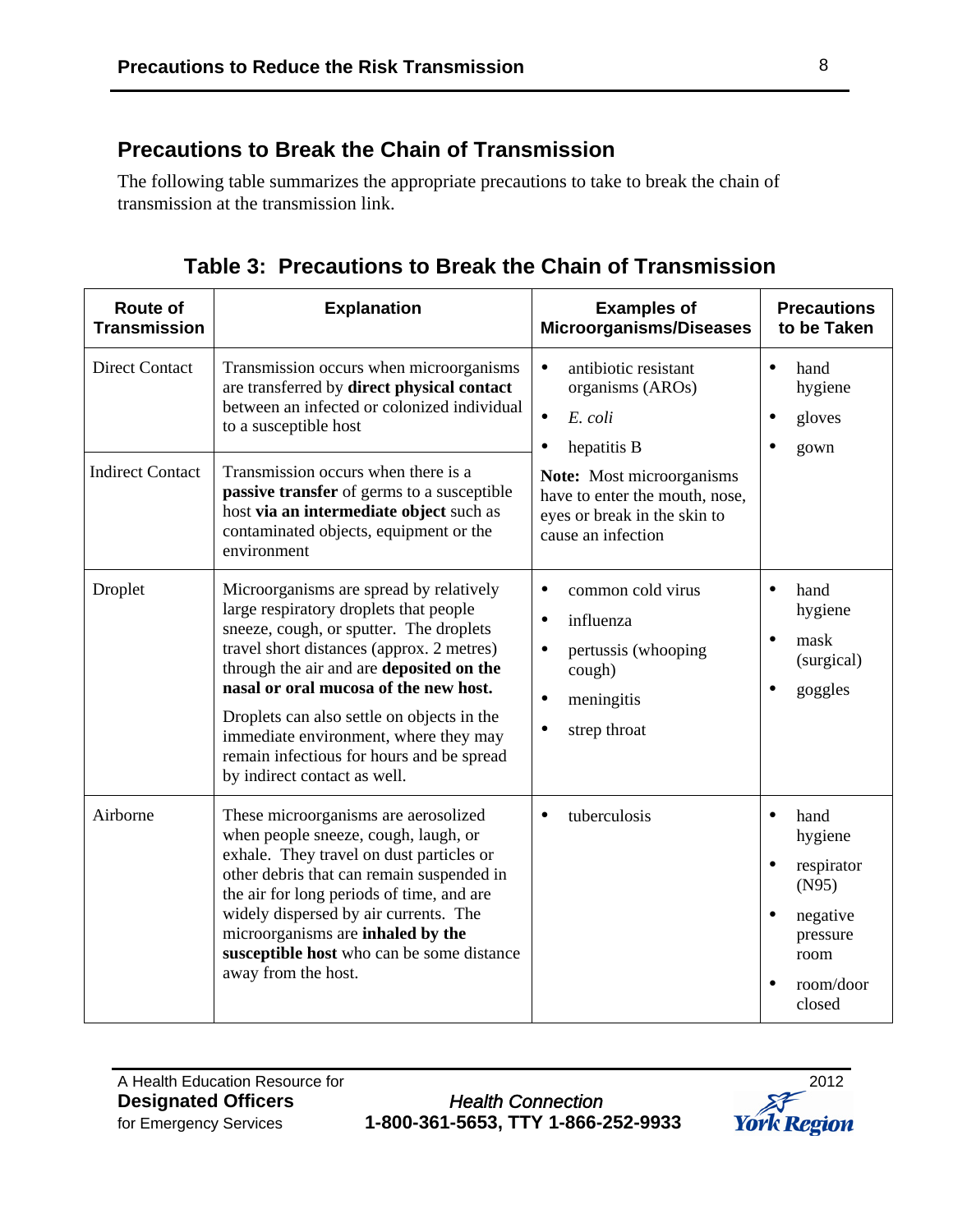## Precautions to Break the Chain of Transmission

The following table summarizes the appropriate precautions to take to break the chain of transmission at the transmission link.

### Table 3: Precautions to Break the Chain of Transmission

| Route of Transmission | Explanation | Examples of Microorganisms/Diseases | Precautions to be Taken |
|---|---|---|---|
| Direct Contact | Transmission occurs when microorganisms are transferred by **direct physical contact** between an infected or colonized individual to a susceptible host | • antibiotic resistant organisms (AROs)<br>• *E. coli*<br>• hepatitis B<br>**Note:** Most microorganisms have to enter the mouth, nose, eyes or break in the skin to cause an infection | • hand hygiene<br>• gloves<br>• gown |
| Indirect Contact | Transmission occurs when there is a **passive transfer** of germs to a susceptible host **via an intermediate object** such as contaminated objects, equipment or the environment | | |
| Droplet | Microorganisms are spread by relatively large respiratory droplets that people sneeze, cough, or sputter. The droplets travel short distances (approx. 2 metres) through the air and are **deposited on the nasal or oral mucosa of the new host.**<br>Droplets can also settle on objects in the immediate environment, where they may remain infectious for hours and be spread by indirect contact as well. | • common cold virus<br>• influenza<br>• pertussis (whooping cough)<br>• meningitis<br>• strep throat | • hand hygiene<br>• mask (surgical)<br>• goggles |
| Airborne | These microorganisms are aerosolized when people sneeze, cough, laugh, or exhale. They travel on dust particles or other debris that can remain suspended in the air for long periods of time, and are widely dispersed by air currents. The microorganisms are **inhaled by the susceptible host** who can be some distance away from the host. | • tuberculosis | • hand hygiene<br>• respirator (N95)<br>• negative pressure room<br>• room/door closed |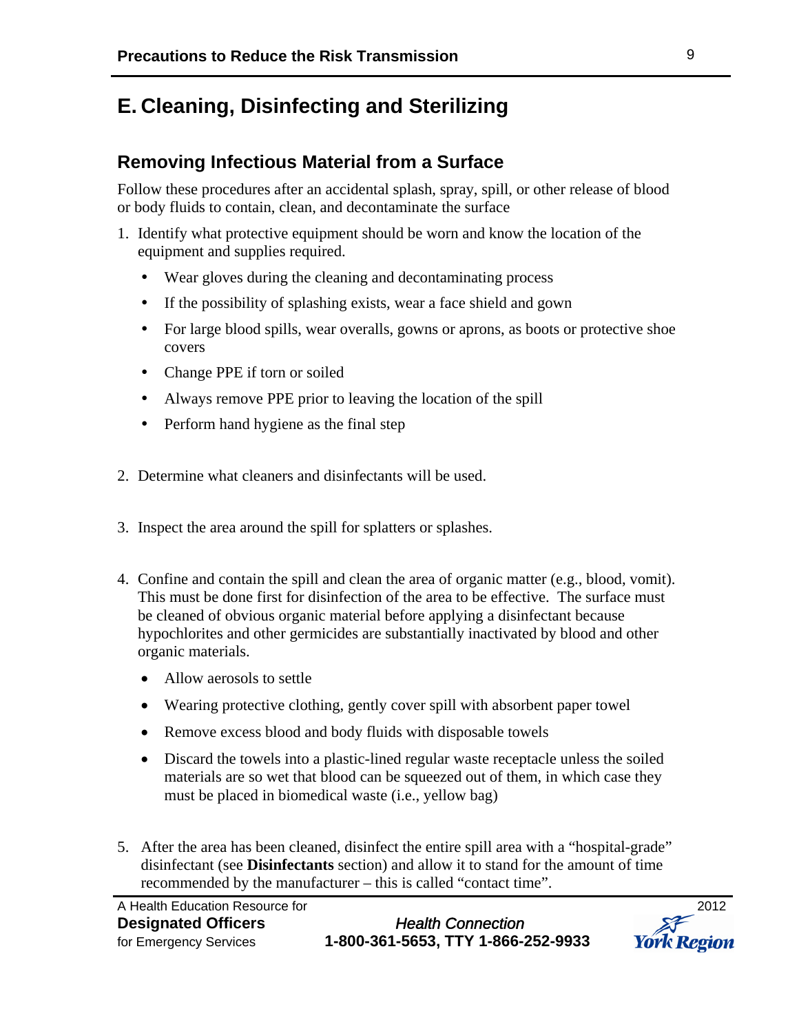## E. Cleaning, Disinfecting and Sterilizing

### Removing Infectious Material from a Surface

Follow these procedures after an accidental splash, spray, spill, or other release of blood or body fluids to contain, clean, and decontaminate the surface

1. Identify what protective equipment should be worn and know the location of the equipment and supplies required.
   - Wear gloves during the cleaning and decontaminating process
   - If the possibility of splashing exists, wear a face shield and gown
   - For large blood spills, wear overalls, gowns or aprons, as boots or protective shoe covers
   - Change PPE if torn or soiled
   - Always remove PPE prior to leaving the location of the spill
   - Perform hand hygiene as the final step

2. Determine what cleaners and disinfectants will be used.

3. Inspect the area around the spill for splatters or splashes.

4. Confine and contain the spill and clean the area of organic matter (e.g., blood, vomit). This must be done first for disinfection of the area to be effective. The surface must be cleaned of obvious organic material before applying a disinfectant because hypochlorites and other germicides are substantially inactivated by blood and other organic materials.
   - Allow aerosols to settle
   - Wearing protective clothing, gently cover spill with absorbent paper towel
   - Remove excess blood and body fluids with disposable towels
   - Discard the towels into a plastic-lined regular waste receptacle unless the soiled materials are so wet that blood can be squeezed out of them, in which case they must be placed in biomedical waste (i.e., yellow bag)

5. After the area has been cleaned, disinfect the entire spill area with a "hospital-grade" disinfectant (see **Disinfectants** section) and allow it to stand for the amount of time recommended by the manufacturer – this is called "contact time".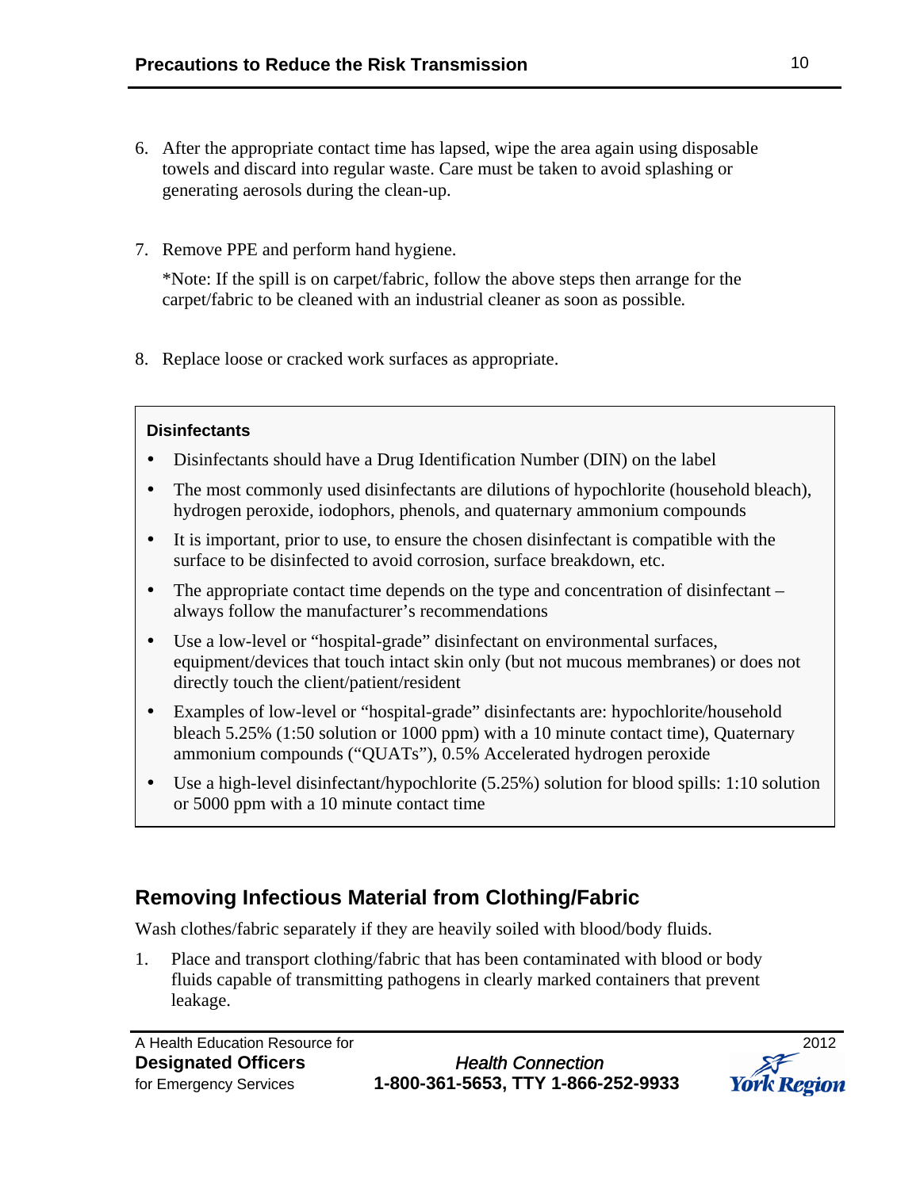6. After the appropriate contact time has lapsed, wipe the area again using disposable towels and discard into regular waste. Care must be taken to avoid splashing or generating aerosols during the clean-up.

7. Remove PPE and perform hand hygiene.

   *Note: If the spill is on carpet/fabric, follow the above steps then arrange for the carpet/fabric to be cleaned with an industrial cleaner as soon as possible.

8. Replace loose or cracked work surfaces as appropriate.

**Disinfectants**

- Disinfectants should have a Drug Identification Number (DIN) on the label
- The most commonly used disinfectants are dilutions of hypochlorite (household bleach), hydrogen peroxide, iodophors, phenols, and quaternary ammonium compounds
- It is important, prior to use, to ensure the chosen disinfectant is compatible with the surface to be disinfected to avoid corrosion, surface breakdown, etc.
- The appropriate contact time depends on the type and concentration of disinfectant – always follow the manufacturer's recommendations
- Use a low-level or "hospital-grade" disinfectant on environmental surfaces, equipment/devices that touch intact skin only (but not mucous membranes) or does not directly touch the client/patient/resident
- Examples of low-level or "hospital-grade" disinfectants are: hypochlorite/household bleach 5.25% (1:50 solution or 1000 ppm) with a 10 minute contact time), Quaternary ammonium compounds ("QUATs"), 0.5% Accelerated hydrogen peroxide
- Use a high-level disinfectant/hypochlorite (5.25%) solution for blood spills: 1:10 solution or 5000 ppm with a 10 minute contact time

## Removing Infectious Material from Clothing/Fabric

Wash clothes/fabric separately if they are heavily soiled with blood/body fluids.

1. Place and transport clothing/fabric that has been contaminated with blood or body fluids capable of transmitting pathogens in clearly marked containers that prevent leakage.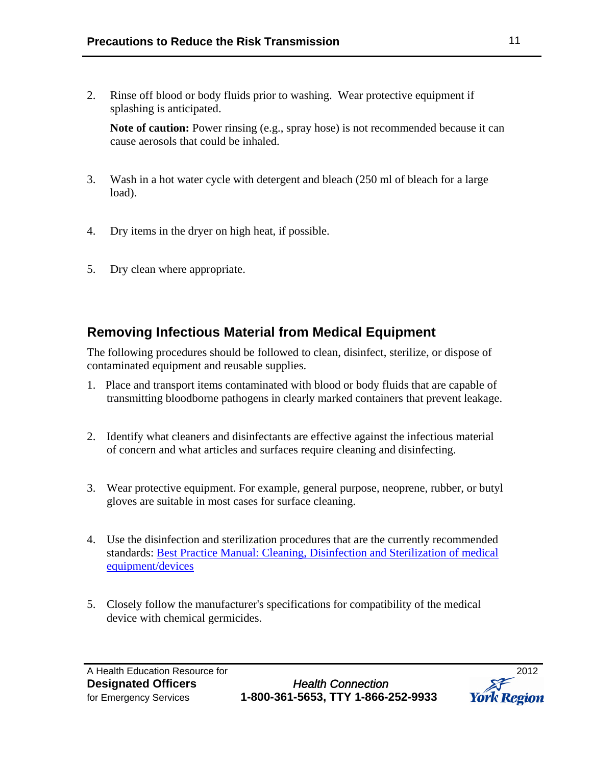2. Rinse off blood or body fluids prior to washing. Wear protective equipment if splashing is anticipated.

   **Note of caution:** Power rinsing (e.g., spray hose) is not recommended because it can cause aerosols that could be inhaled.

3. Wash in a hot water cycle with detergent and bleach (250 ml of bleach for a large load).

4. Dry items in the dryer on high heat, if possible.

5. Dry clean where appropriate.

## Removing Infectious Material from Medical Equipment

The following procedures should be followed to clean, disinfect, sterilize, or dispose of contaminated equipment and reusable supplies.

1. Place and transport items contaminated with blood or body fluids that are capable of transmitting bloodborne pathogens in clearly marked containers that prevent leakage.

2. Identify what cleaners and disinfectants are effective against the infectious material of concern and what articles and surfaces require cleaning and disinfecting.

3. Wear protective equipment. For example, general purpose, neoprene, rubber, or butyl gloves are suitable in most cases for surface cleaning.

4. Use the disinfection and sterilization procedures that are the currently recommended standards: Best Practice Manual: Cleaning, Disinfection and Sterilization of medical equipment/devices

5. Closely follow the manufacturer's specifications for compatibility of the medical device with chemical germicides.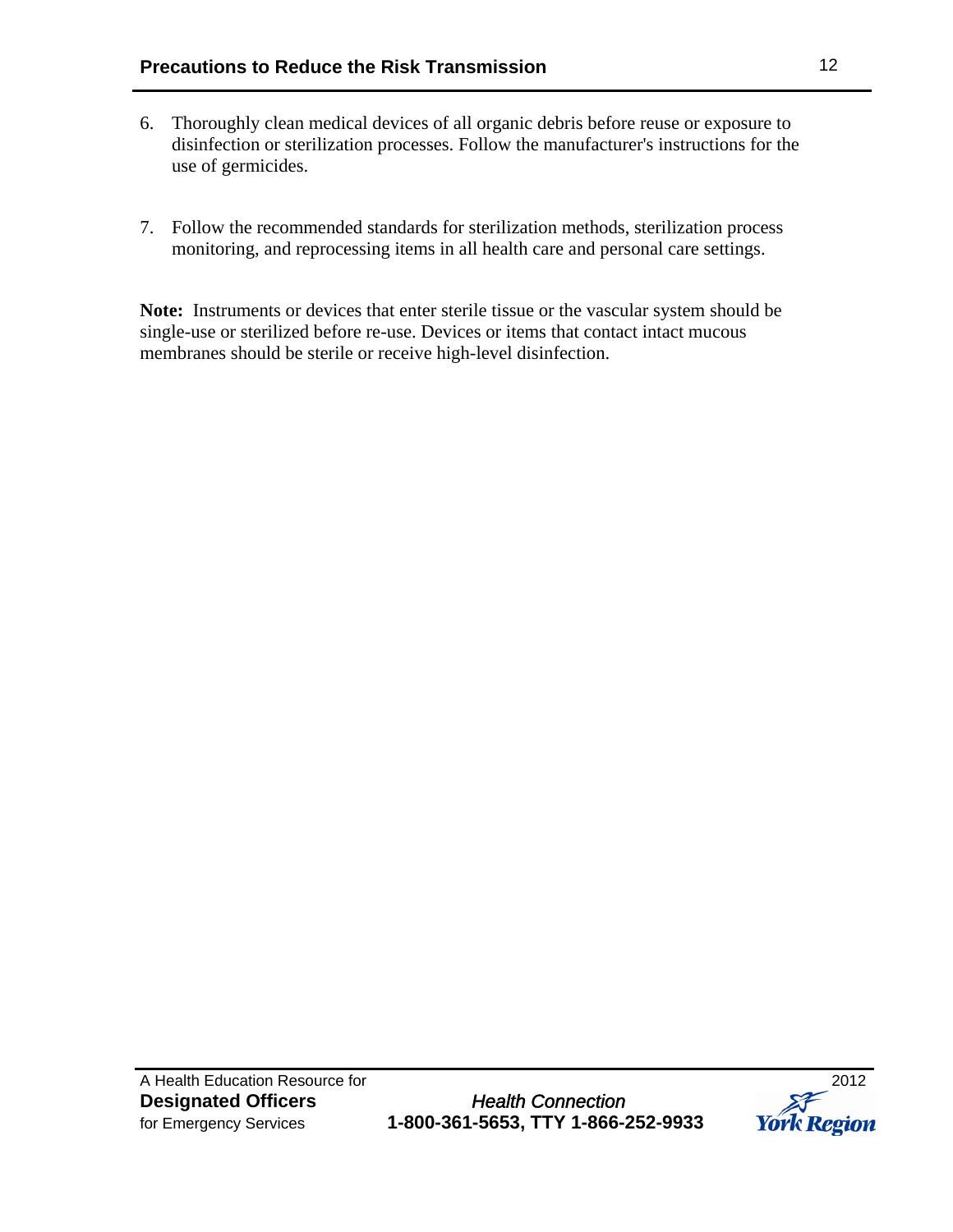6. Thoroughly clean medical devices of all organic debris before reuse or exposure to disinfection or sterilization processes. Follow the manufacturer's instructions for the use of germicides.

7. Follow the recommended standards for sterilization methods, sterilization process monitoring, and reprocessing items in all health care and personal care settings.

**Note:** Instruments or devices that enter sterile tissue or the vascular system should be single-use or sterilized before re-use. Devices or items that contact intact mucous membranes should be sterile or receive high-level disinfection.